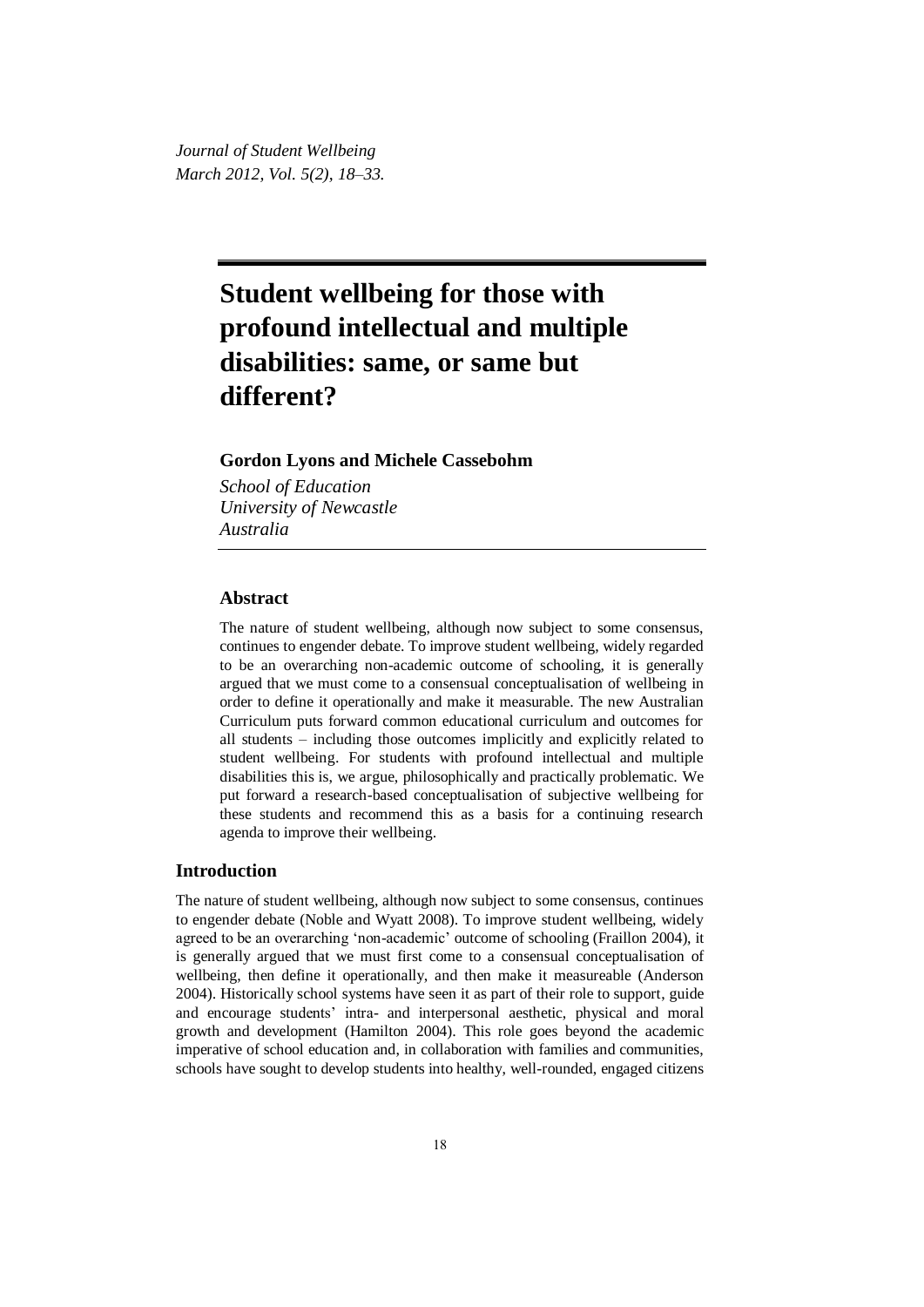# Student wellbeing for those with profound intellectual and multiple disabilities: same, or same but different?

**Gordon Lyons and Michele Cassebohm**

*School of Education*
*University of Newcastle*
*Australia*

## Abstract

The nature of student wellbeing, although now subject to some consensus, continues to engender debate. To improve student wellbeing, widely regarded to be an overarching non-academic outcome of schooling, it is generally argued that we must come to a consensual conceptualisation of wellbeing in order to define it operationally and make it measurable. The new Australian Curriculum puts forward common educational curriculum and outcomes for all students – including those outcomes implicitly and explicitly related to student wellbeing. For students with profound intellectual and multiple disabilities this is, we argue, philosophically and practically problematic. We put forward a research-based conceptualisation of subjective wellbeing for these students and recommend this as a basis for a continuing research agenda to improve their wellbeing.

## Introduction

The nature of student wellbeing, although now subject to some consensus, continues to engender debate (Noble and Wyatt 2008). To improve student wellbeing, widely agreed to be an overarching 'non-academic' outcome of schooling (Fraillon 2004), it is generally argued that we must first come to a consensual conceptualisation of wellbeing, then define it operationally, and then make it measureable (Anderson 2004). Historically school systems have seen it as part of their role to support, guide and encourage students' intra- and interpersonal aesthetic, physical and moral growth and development (Hamilton 2004). This role goes beyond the academic imperative of school education and, in collaboration with families and communities, schools have sought to develop students into healthy, well-rounded, engaged citizens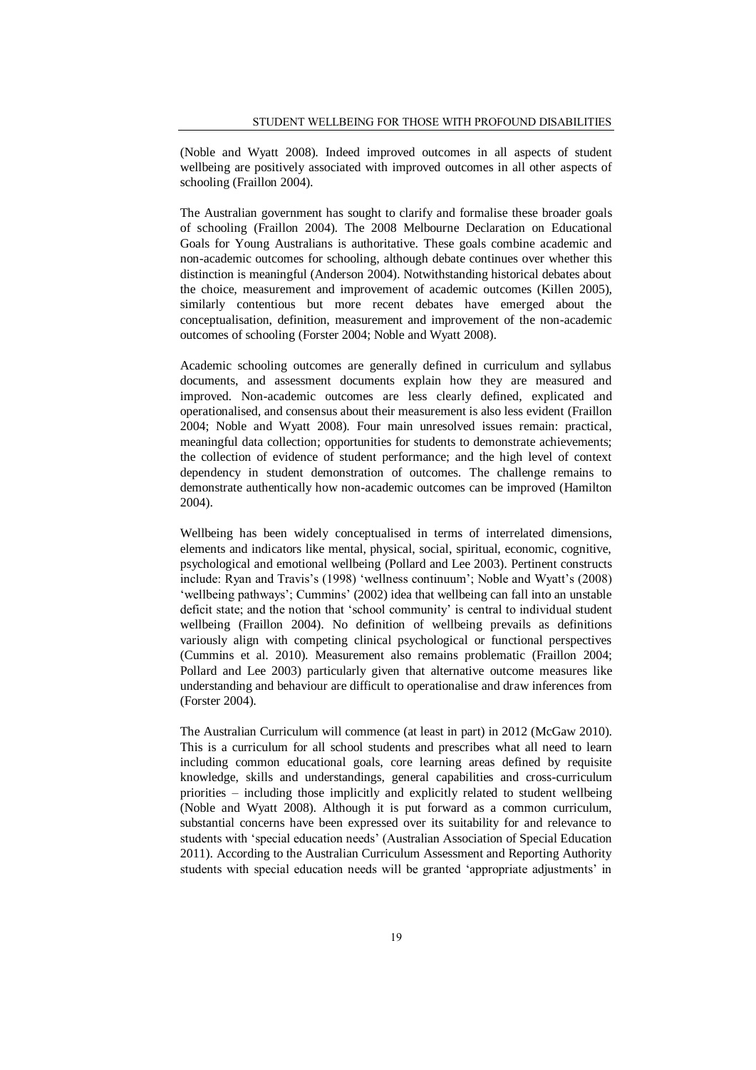(Noble and Wyatt 2008). Indeed improved outcomes in all aspects of student wellbeing are positively associated with improved outcomes in all other aspects of schooling (Fraillon 2004).

The Australian government has sought to clarify and formalise these broader goals of schooling (Fraillon 2004). The 2008 Melbourne Declaration on Educational Goals for Young Australians is authoritative. These goals combine academic and non-academic outcomes for schooling, although debate continues over whether this distinction is meaningful (Anderson 2004). Notwithstanding historical debates about the choice, measurement and improvement of academic outcomes (Killen 2005), similarly contentious but more recent debates have emerged about the conceptualisation, definition, measurement and improvement of the non-academic outcomes of schooling (Forster 2004; Noble and Wyatt 2008).

Academic schooling outcomes are generally defined in curriculum and syllabus documents, and assessment documents explain how they are measured and improved. Non-academic outcomes are less clearly defined, explicated and operationalised, and consensus about their measurement is also less evident (Fraillon 2004; Noble and Wyatt 2008). Four main unresolved issues remain: practical, meaningful data collection; opportunities for students to demonstrate achievements; the collection of evidence of student performance; and the high level of context dependency in student demonstration of outcomes. The challenge remains to demonstrate authentically how non-academic outcomes can be improved (Hamilton 2004).

Wellbeing has been widely conceptualised in terms of interrelated dimensions, elements and indicators like mental, physical, social, spiritual, economic, cognitive, psychological and emotional wellbeing (Pollard and Lee 2003). Pertinent constructs include: Ryan and Travis's (1998) 'wellness continuum'; Noble and Wyatt's (2008) 'wellbeing pathways'; Cummins' (2002) idea that wellbeing can fall into an unstable deficit state; and the notion that 'school community' is central to individual student wellbeing (Fraillon 2004). No definition of wellbeing prevails as definitions variously align with competing clinical psychological or functional perspectives (Cummins et al. 2010). Measurement also remains problematic (Fraillon 2004; Pollard and Lee 2003) particularly given that alternative outcome measures like understanding and behaviour are difficult to operationalise and draw inferences from (Forster 2004).

The Australian Curriculum will commence (at least in part) in 2012 (McGaw 2010). This is a curriculum for all school students and prescribes what all need to learn including common educational goals, core learning areas defined by requisite knowledge, skills and understandings, general capabilities and cross-curriculum priorities – including those implicitly and explicitly related to student wellbeing (Noble and Wyatt 2008). Although it is put forward as a common curriculum, substantial concerns have been expressed over its suitability for and relevance to students with 'special education needs' (Australian Association of Special Education 2011). According to the Australian Curriculum Assessment and Reporting Authority students with special education needs will be granted 'appropriate adjustments' in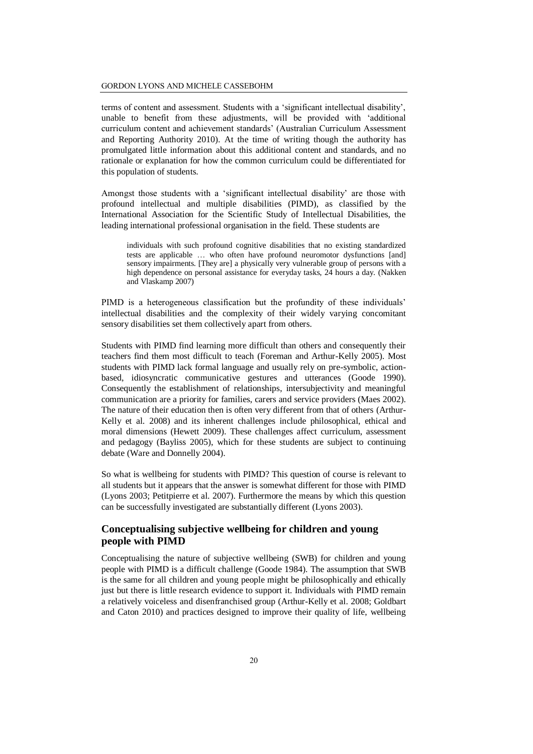terms of content and assessment. Students with a 'significant intellectual disability', unable to benefit from these adjustments, will be provided with 'additional curriculum content and achievement standards' (Australian Curriculum Assessment and Reporting Authority 2010). At the time of writing though the authority has promulgated little information about this additional content and standards, and no rationale or explanation for how the common curriculum could be differentiated for this population of students.

Amongst those students with a 'significant intellectual disability' are those with profound intellectual and multiple disabilities (PIMD), as classified by the International Association for the Scientific Study of Intellectual Disabilities, the leading international professional organisation in the field. These students are

> individuals with such profound cognitive disabilities that no existing standardized tests are applicable … who often have profound neuromotor dysfunctions [and] sensory impairments. [They are] a physically very vulnerable group of persons with a high dependence on personal assistance for everyday tasks, 24 hours a day. (Nakken and Vlaskamp 2007)

PIMD is a heterogeneous classification but the profundity of these individuals' intellectual disabilities and the complexity of their widely varying concomitant sensory disabilities set them collectively apart from others.

Students with PIMD find learning more difficult than others and consequently their teachers find them most difficult to teach (Foreman and Arthur-Kelly 2005). Most students with PIMD lack formal language and usually rely on pre-symbolic, action-based, idiosyncratic communicative gestures and utterances (Goode 1990). Consequently the establishment of relationships, intersubjectivity and meaningful communication are a priority for families, carers and service providers (Maes 2002). The nature of their education then is often very different from that of others (Arthur-Kelly et al. 2008) and its inherent challenges include philosophical, ethical and moral dimensions (Hewett 2009). These challenges affect curriculum, assessment and pedagogy (Bayliss 2005), which for these students are subject to continuing debate (Ware and Donnelly 2004).

So what is wellbeing for students with PIMD? This question of course is relevant to all students but it appears that the answer is somewhat different for those with PIMD (Lyons 2003; Petitpierre et al. 2007). Furthermore the means by which this question can be successfully investigated are substantially different (Lyons 2003).

## Conceptualising subjective wellbeing for children and young people with PIMD

Conceptualising the nature of subjective wellbeing (SWB) for children and young people with PIMD is a difficult challenge (Goode 1984). The assumption that SWB is the same for all children and young people might be philosophically and ethically just but there is little research evidence to support it. Individuals with PIMD remain a relatively voiceless and disenfranchised group (Arthur-Kelly et al. 2008; Goldbart and Caton 2010) and practices designed to improve their quality of life, wellbeing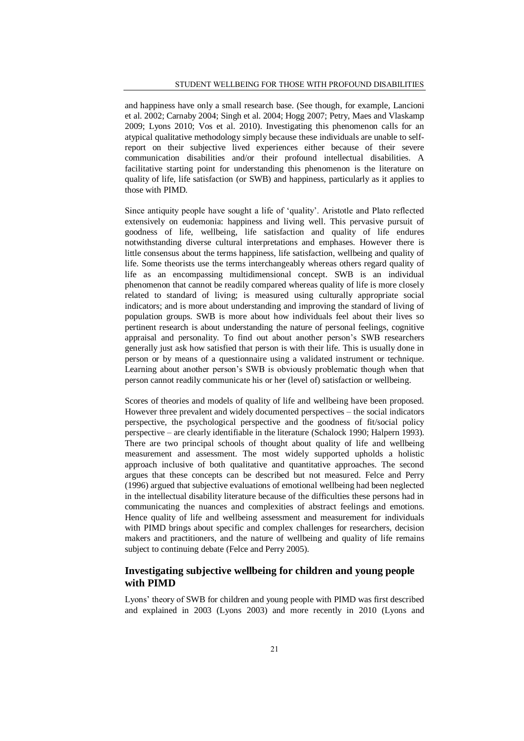and happiness have only a small research base. (See though, for example, Lancioni et al. 2002; Carnaby 2004; Singh et al. 2004; Hogg 2007; Petry, Maes and Vlaskamp 2009; Lyons 2010; Vos et al. 2010). Investigating this phenomenon calls for an atypical qualitative methodology simply because these individuals are unable to self-report on their subjective lived experiences either because of their severe communication disabilities and/or their profound intellectual disabilities. A facilitative starting point for understanding this phenomenon is the literature on quality of life, life satisfaction (or SWB) and happiness, particularly as it applies to those with PIMD.

Since antiquity people have sought a life of 'quality'. Aristotle and Plato reflected extensively on eudemonia: happiness and living well. This pervasive pursuit of goodness of life, wellbeing, life satisfaction and quality of life endures notwithstanding diverse cultural interpretations and emphases. However there is little consensus about the terms happiness, life satisfaction, wellbeing and quality of life. Some theorists use the terms interchangeably whereas others regard quality of life as an encompassing multidimensional concept. SWB is an individual phenomenon that cannot be readily compared whereas quality of life is more closely related to standard of living; is measured using culturally appropriate social indicators; and is more about understanding and improving the standard of living of population groups. SWB is more about how individuals feel about their lives so pertinent research is about understanding the nature of personal feelings, cognitive appraisal and personality. To find out about another person's SWB researchers generally just ask how satisfied that person is with their life. This is usually done in person or by means of a questionnaire using a validated instrument or technique. Learning about another person's SWB is obviously problematic though when that person cannot readily communicate his or her (level of) satisfaction or wellbeing.

Scores of theories and models of quality of life and wellbeing have been proposed. However three prevalent and widely documented perspectives – the social indicators perspective, the psychological perspective and the goodness of fit/social policy perspective – are clearly identifiable in the literature (Schalock 1990; Halpern 1993). There are two principal schools of thought about quality of life and wellbeing measurement and assessment. The most widely supported upholds a holistic approach inclusive of both qualitative and quantitative approaches. The second argues that these concepts can be described but not measured. Felce and Perry (1996) argued that subjective evaluations of emotional wellbeing had been neglected in the intellectual disability literature because of the difficulties these persons had in communicating the nuances and complexities of abstract feelings and emotions. Hence quality of life and wellbeing assessment and measurement for individuals with PIMD brings about specific and complex challenges for researchers, decision makers and practitioners, and the nature of wellbeing and quality of life remains subject to continuing debate (Felce and Perry 2005).

## Investigating subjective wellbeing for children and young people with PIMD

Lyons' theory of SWB for children and young people with PIMD was first described and explained in 2003 (Lyons 2003) and more recently in 2010 (Lyons and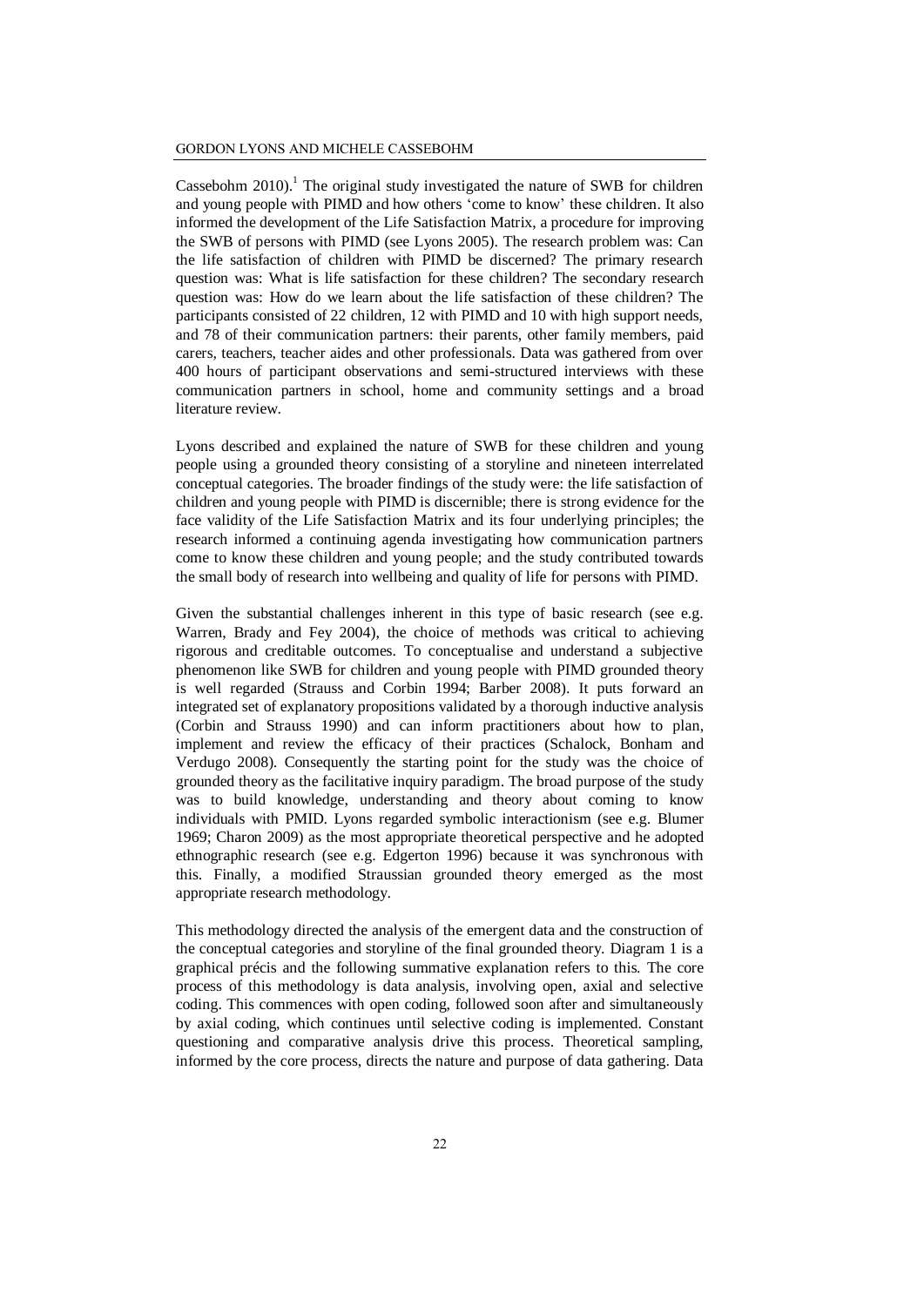Cassebohm 2010).[1] The original study investigated the nature of SWB for children and young people with PIMD and how others 'come to know' these children. It also informed the development of the Life Satisfaction Matrix, a procedure for improving the SWB of persons with PIMD (see Lyons 2005). The research problem was: Can the life satisfaction of children with PIMD be discerned? The primary research question was: What is life satisfaction for these children? The secondary research question was: How do we learn about the life satisfaction of these children? The participants consisted of 22 children, 12 with PIMD and 10 with high support needs, and 78 of their communication partners: their parents, other family members, paid carers, teachers, teacher aides and other professionals. Data was gathered from over 400 hours of participant observations and semi-structured interviews with these communication partners in school, home and community settings and a broad literature review.

Lyons described and explained the nature of SWB for these children and young people using a grounded theory consisting of a storyline and nineteen interrelated conceptual categories. The broader findings of the study were: the life satisfaction of children and young people with PIMD is discernible; there is strong evidence for the face validity of the Life Satisfaction Matrix and its four underlying principles; the research informed a continuing agenda investigating how communication partners come to know these children and young people; and the study contributed towards the small body of research into wellbeing and quality of life for persons with PIMD.

Given the substantial challenges inherent in this type of basic research (see e.g. Warren, Brady and Fey 2004), the choice of methods was critical to achieving rigorous and creditable outcomes. To conceptualise and understand a subjective phenomenon like SWB for children and young people with PIMD grounded theory is well regarded (Strauss and Corbin 1994; Barber 2008). It puts forward an integrated set of explanatory propositions validated by a thorough inductive analysis (Corbin and Strauss 1990) and can inform practitioners about how to plan, implement and review the efficacy of their practices (Schalock, Bonham and Verdugo 2008). Consequently the starting point for the study was the choice of grounded theory as the facilitative inquiry paradigm. The broad purpose of the study was to build knowledge, understanding and theory about coming to know individuals with PMID. Lyons regarded symbolic interactionism (see e.g. Blumer 1969; Charon 2009) as the most appropriate theoretical perspective and he adopted ethnographic research (see e.g. Edgerton 1996) because it was synchronous with this. Finally, a modified Straussian grounded theory emerged as the most appropriate research methodology.

This methodology directed the analysis of the emergent data and the construction of the conceptual categories and storyline of the final grounded theory. Diagram 1 is a graphical précis and the following summative explanation refers to this. The core process of this methodology is data analysis, involving open, axial and selective coding. This commences with open coding, followed soon after and simultaneously by axial coding, which continues until selective coding is implemented. Constant questioning and comparative analysis drive this process. Theoretical sampling, informed by the core process, directs the nature and purpose of data gathering. Data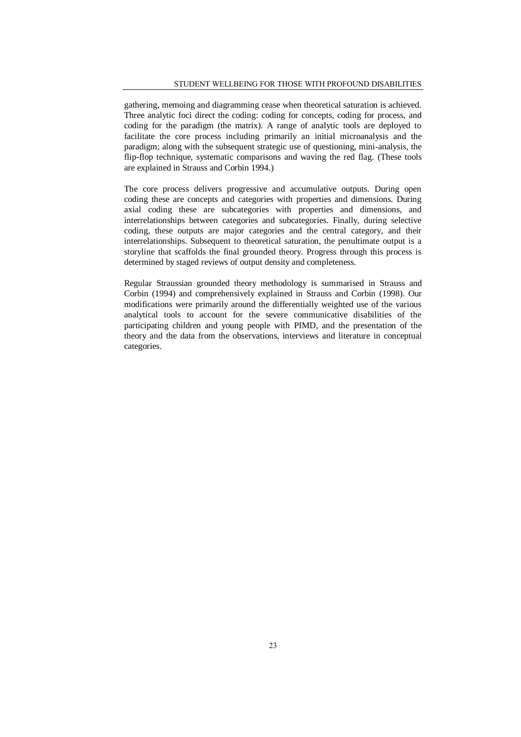gathering, memoing and diagramming cease when theoretical saturation is achieved. Three analytic foci direct the coding: coding for concepts, coding for process, and coding for the paradigm (the matrix). A range of analytic tools are deployed to facilitate the core process including primarily an initial microanalysis and the paradigm; along with the subsequent strategic use of questioning, mini-analysis, the flip-flop technique, systematic comparisons and waving the red flag. (These tools are explained in Strauss and Corbin 1994.)

The core process delivers progressive and accumulative outputs. During open coding these are concepts and categories with properties and dimensions. During axial coding these are subcategories with properties and dimensions, and interrelationships between categories and subcategories. Finally, during selective coding, these outputs are major categories and the central category, and their interrelationships. Subsequent to theoretical saturation, the penultimate output is a storyline that scaffolds the final grounded theory. Progress through this process is determined by staged reviews of output density and completeness.

Regular Straussian grounded theory methodology is summarised in Strauss and Corbin (1994) and comprehensively explained in Strauss and Corbin (1998). Our modifications were primarily around the differentially weighted use of the various analytical tools to account for the severe communicative disabilities of the participating children and young people with PIMD, and the presentation of the theory and the data from the observations, interviews and literature in conceptual categories.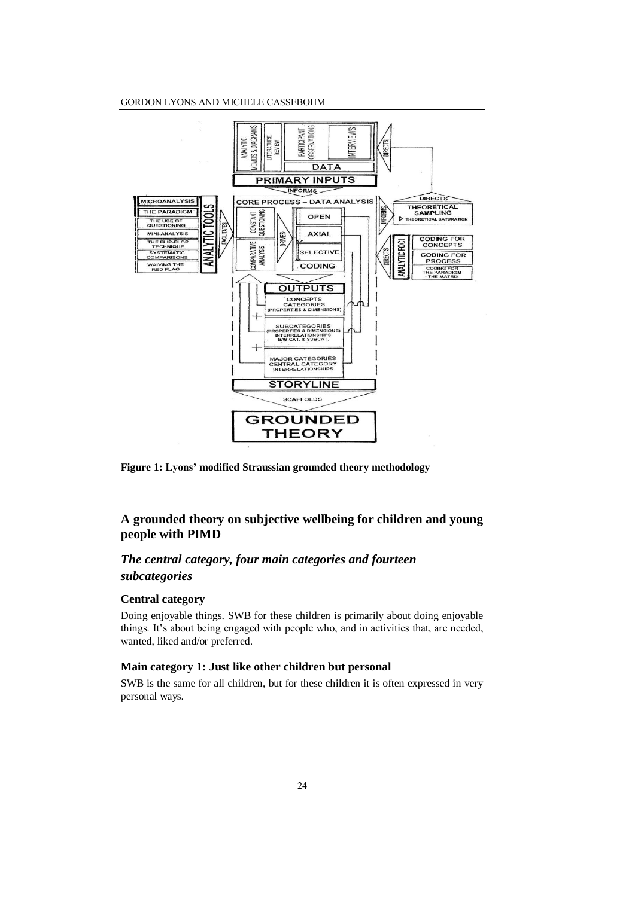**Figure 1: Lyons' modified Straussian grounded theory methodology**

## A grounded theory on subjective wellbeing for children and young people with PIMD

### *The central category, four main categories and fourteen subcategories*

#### Central category

Doing enjoyable things. SWB for these children is primarily about doing enjoyable things. It's about being engaged with people who, and in activities that, are needed, wanted, liked and/or preferred.

#### Main category 1: Just like other children but personal

SWB is the same for all children, but for these children it is often expressed in very personal ways.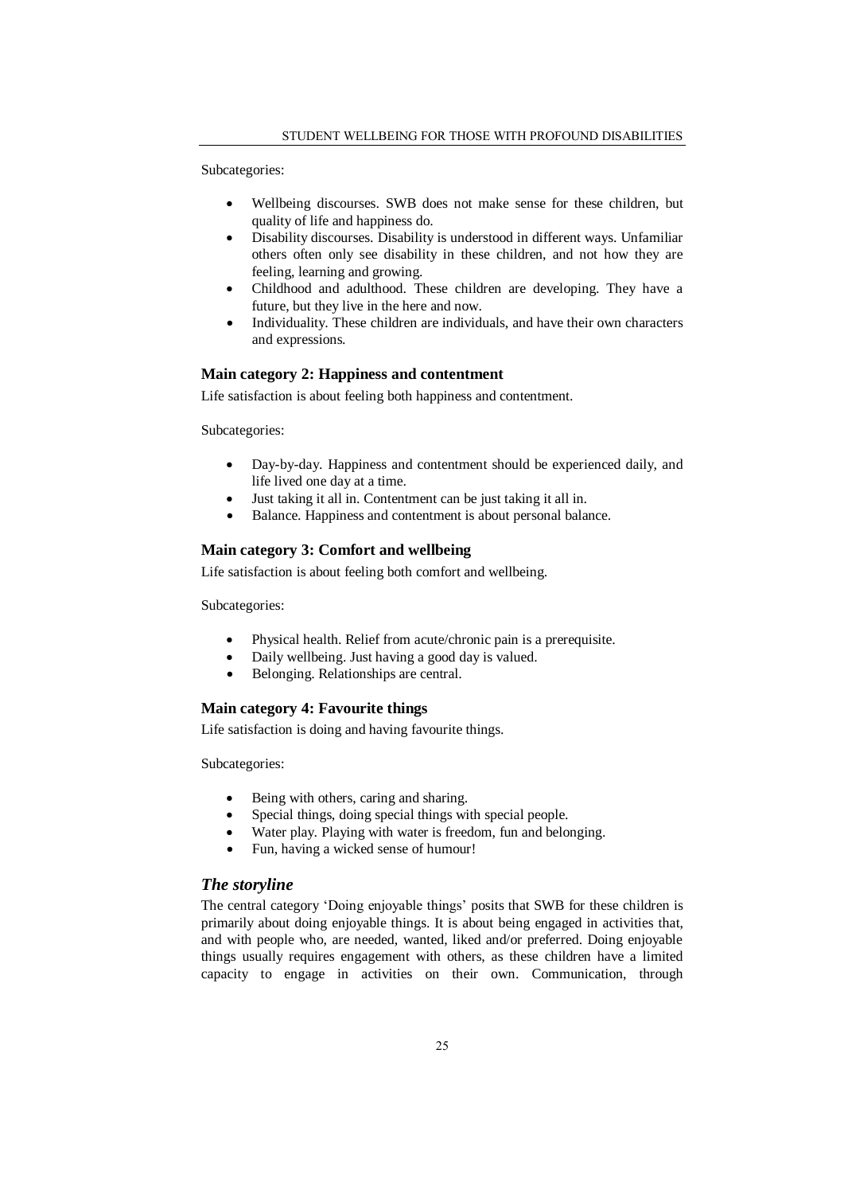Subcategories:

- Wellbeing discourses. SWB does not make sense for these children, but quality of life and happiness do.
- Disability discourses. Disability is understood in different ways. Unfamiliar others often only see disability in these children, and not how they are feeling, learning and growing.
- Childhood and adulthood. These children are developing. They have a future, but they live in the here and now.
- Individuality. These children are individuals, and have their own characters and expressions.

### Main category 2: Happiness and contentment

Life satisfaction is about feeling both happiness and contentment.

Subcategories:

- Day-by-day. Happiness and contentment should be experienced daily, and life lived one day at a time.
- Just taking it all in. Contentment can be just taking it all in.
- Balance. Happiness and contentment is about personal balance.

### Main category 3: Comfort and wellbeing

Life satisfaction is about feeling both comfort and wellbeing.

Subcategories:

- Physical health. Relief from acute/chronic pain is a prerequisite.
- Daily wellbeing. Just having a good day is valued.
- Belonging. Relationships are central.

### Main category 4: Favourite things

Life satisfaction is doing and having favourite things.

Subcategories:

- Being with others, caring and sharing.
- Special things, doing special things with special people.
- Water play. Playing with water is freedom, fun and belonging.
- Fun, having a wicked sense of humour!

## *The storyline*

The central category 'Doing enjoyable things' posits that SWB for these children is primarily about doing enjoyable things. It is about being engaged in activities that, and with people who, are needed, wanted, liked and/or preferred. Doing enjoyable things usually requires engagement with others, as these children have a limited capacity to engage in activities on their own. Communication, through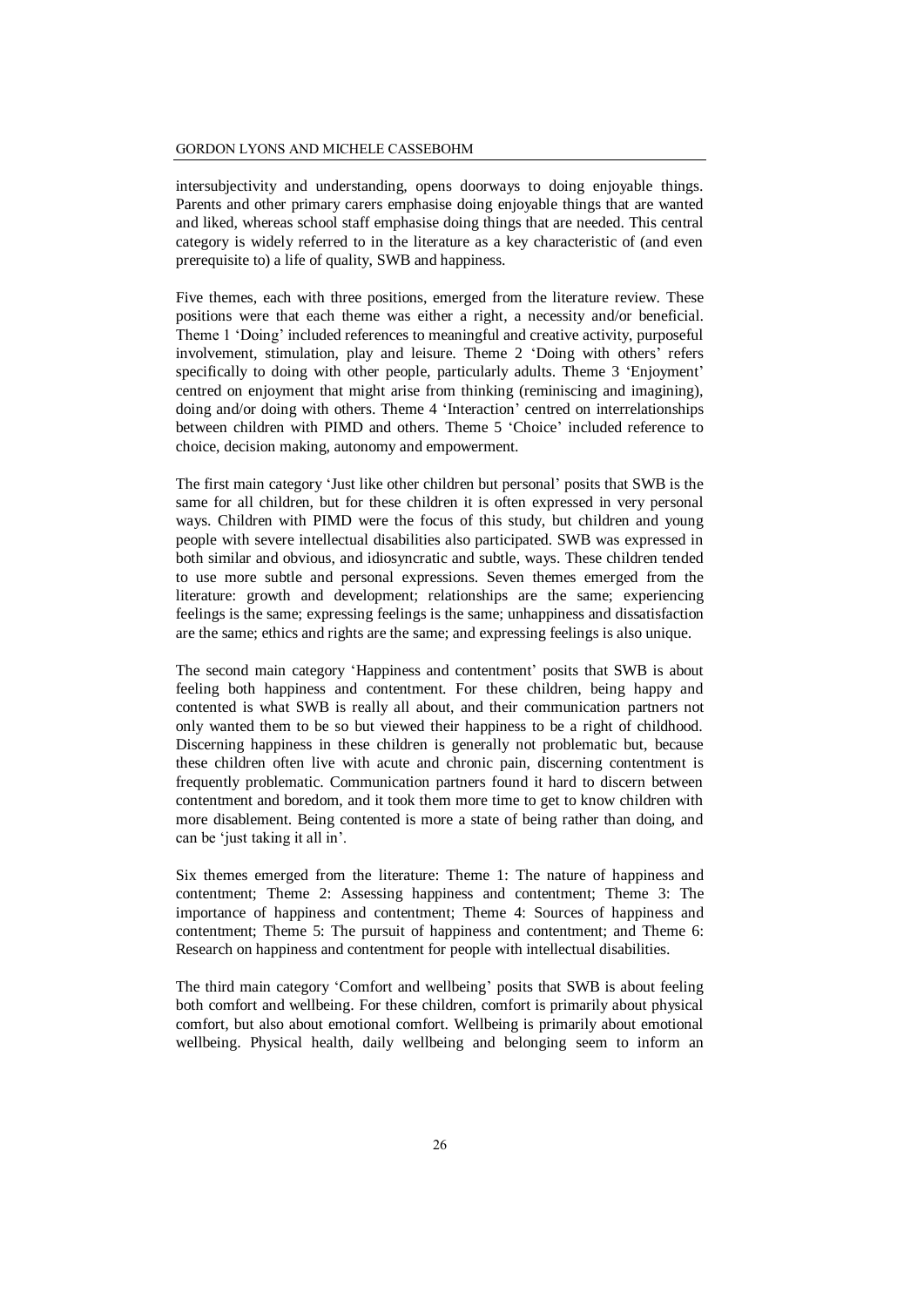intersubjectivity and understanding, opens doorways to doing enjoyable things. Parents and other primary carers emphasise doing enjoyable things that are wanted and liked, whereas school staff emphasise doing things that are needed. This central category is widely referred to in the literature as a key characteristic of (and even prerequisite to) a life of quality, SWB and happiness.

Five themes, each with three positions, emerged from the literature review. These positions were that each theme was either a right, a necessity and/or beneficial. Theme 1 'Doing' included references to meaningful and creative activity, purposeful involvement, stimulation, play and leisure. Theme 2 'Doing with others' refers specifically to doing with other people, particularly adults. Theme 3 'Enjoyment' centred on enjoyment that might arise from thinking (reminiscing and imagining), doing and/or doing with others. Theme 4 'Interaction' centred on interrelationships between children with PIMD and others. Theme 5 'Choice' included reference to choice, decision making, autonomy and empowerment.

The first main category 'Just like other children but personal' posits that SWB is the same for all children, but for these children it is often expressed in very personal ways. Children with PIMD were the focus of this study, but children and young people with severe intellectual disabilities also participated. SWB was expressed in both similar and obvious, and idiosyncratic and subtle, ways. These children tended to use more subtle and personal expressions. Seven themes emerged from the literature: growth and development; relationships are the same; experiencing feelings is the same; expressing feelings is the same; unhappiness and dissatisfaction are the same; ethics and rights are the same; and expressing feelings is also unique.

The second main category 'Happiness and contentment' posits that SWB is about feeling both happiness and contentment. For these children, being happy and contented is what SWB is really all about, and their communication partners not only wanted them to be so but viewed their happiness to be a right of childhood. Discerning happiness in these children is generally not problematic but, because these children often live with acute and chronic pain, discerning contentment is frequently problematic. Communication partners found it hard to discern between contentment and boredom, and it took them more time to get to know children with more disablement. Being contented is more a state of being rather than doing, and can be 'just taking it all in'.

Six themes emerged from the literature: Theme 1: The nature of happiness and contentment; Theme 2: Assessing happiness and contentment; Theme 3: The importance of happiness and contentment; Theme 4: Sources of happiness and contentment; Theme 5: The pursuit of happiness and contentment; and Theme 6: Research on happiness and contentment for people with intellectual disabilities.

The third main category 'Comfort and wellbeing' posits that SWB is about feeling both comfort and wellbeing. For these children, comfort is primarily about physical comfort, but also about emotional comfort. Wellbeing is primarily about emotional wellbeing. Physical health, daily wellbeing and belonging seem to inform an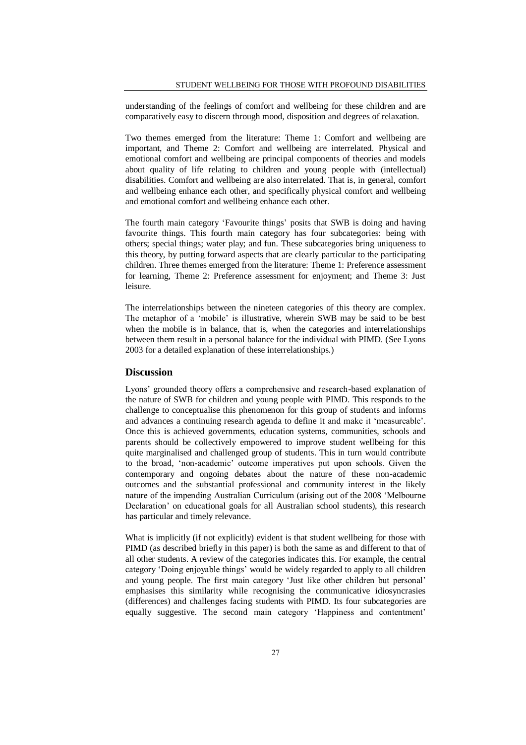understanding of the feelings of comfort and wellbeing for these children and are comparatively easy to discern through mood, disposition and degrees of relaxation.

Two themes emerged from the literature: Theme 1: Comfort and wellbeing are important, and Theme 2: Comfort and wellbeing are interrelated. Physical and emotional comfort and wellbeing are principal components of theories and models about quality of life relating to children and young people with (intellectual) disabilities. Comfort and wellbeing are also interrelated. That is, in general, comfort and wellbeing enhance each other, and specifically physical comfort and wellbeing and emotional comfort and wellbeing enhance each other.

The fourth main category 'Favourite things' posits that SWB is doing and having favourite things. This fourth main category has four subcategories: being with others; special things; water play; and fun. These subcategories bring uniqueness to this theory, by putting forward aspects that are clearly particular to the participating children. Three themes emerged from the literature: Theme 1: Preference assessment for learning, Theme 2: Preference assessment for enjoyment; and Theme 3: Just leisure.

The interrelationships between the nineteen categories of this theory are complex. The metaphor of a 'mobile' is illustrative, wherein SWB may be said to be best when the mobile is in balance, that is, when the categories and interrelationships between them result in a personal balance for the individual with PIMD. (See Lyons 2003 for a detailed explanation of these interrelationships.)

## Discussion

Lyons' grounded theory offers a comprehensive and research-based explanation of the nature of SWB for children and young people with PIMD. This responds to the challenge to conceptualise this phenomenon for this group of students and informs and advances a continuing research agenda to define it and make it 'measureable'. Once this is achieved governments, education systems, communities, schools and parents should be collectively empowered to improve student wellbeing for this quite marginalised and challenged group of students. This in turn would contribute to the broad, 'non-academic' outcome imperatives put upon schools. Given the contemporary and ongoing debates about the nature of these non-academic outcomes and the substantial professional and community interest in the likely nature of the impending Australian Curriculum (arising out of the 2008 'Melbourne Declaration' on educational goals for all Australian school students), this research has particular and timely relevance.

What is implicitly (if not explicitly) evident is that student wellbeing for those with PIMD (as described briefly in this paper) is both the same as and different to that of all other students. A review of the categories indicates this. For example, the central category 'Doing enjoyable things' would be widely regarded to apply to all children and young people. The first main category 'Just like other children but personal' emphasises this similarity while recognising the communicative idiosyncrasies (differences) and challenges facing students with PIMD. Its four subcategories are equally suggestive. The second main category 'Happiness and contentment'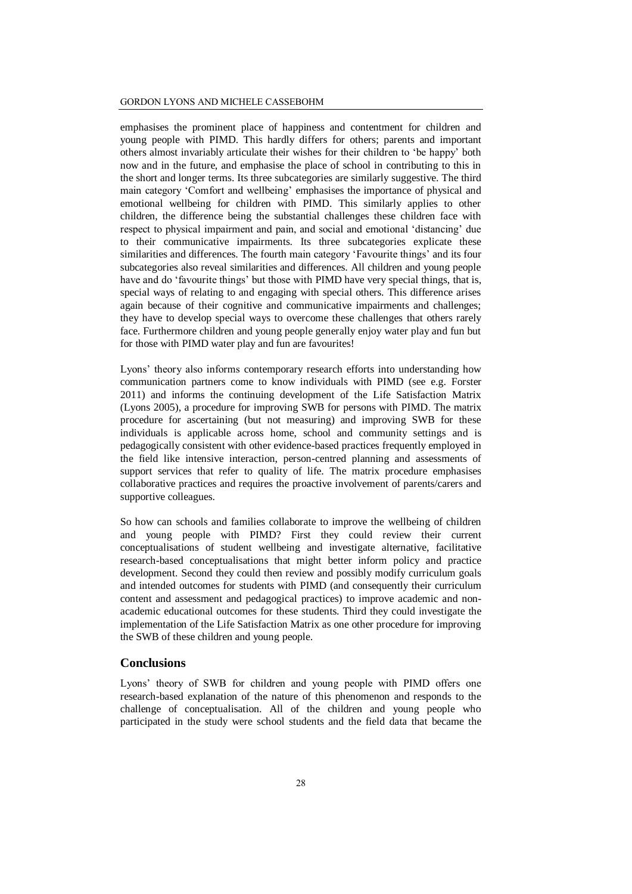emphasises the prominent place of happiness and contentment for children and young people with PIMD. This hardly differs for others; parents and important others almost invariably articulate their wishes for their children to 'be happy' both now and in the future, and emphasise the place of school in contributing to this in the short and longer terms. Its three subcategories are similarly suggestive. The third main category 'Comfort and wellbeing' emphasises the importance of physical and emotional wellbeing for children with PIMD. This similarly applies to other children, the difference being the substantial challenges these children face with respect to physical impairment and pain, and social and emotional 'distancing' due to their communicative impairments. Its three subcategories explicate these similarities and differences. The fourth main category 'Favourite things' and its four subcategories also reveal similarities and differences. All children and young people have and do 'favourite things' but those with PIMD have very special things, that is, special ways of relating to and engaging with special others. This difference arises again because of their cognitive and communicative impairments and challenges; they have to develop special ways to overcome these challenges that others rarely face. Furthermore children and young people generally enjoy water play and fun but for those with PIMD water play and fun are favourites!

Lyons' theory also informs contemporary research efforts into understanding how communication partners come to know individuals with PIMD (see e.g. Forster 2011) and informs the continuing development of the Life Satisfaction Matrix (Lyons 2005), a procedure for improving SWB for persons with PIMD. The matrix procedure for ascertaining (but not measuring) and improving SWB for these individuals is applicable across home, school and community settings and is pedagogically consistent with other evidence-based practices frequently employed in the field like intensive interaction, person-centred planning and assessments of support services that refer to quality of life. The matrix procedure emphasises collaborative practices and requires the proactive involvement of parents/carers and supportive colleagues.

So how can schools and families collaborate to improve the wellbeing of children and young people with PIMD? First they could review their current conceptualisations of student wellbeing and investigate alternative, facilitative research-based conceptualisations that might better inform policy and practice development. Second they could then review and possibly modify curriculum goals and intended outcomes for students with PIMD (and consequently their curriculum content and assessment and pedagogical practices) to improve academic and non-academic educational outcomes for these students. Third they could investigate the implementation of the Life Satisfaction Matrix as one other procedure for improving the SWB of these children and young people.

## Conclusions

Lyons' theory of SWB for children and young people with PIMD offers one research-based explanation of the nature of this phenomenon and responds to the challenge of conceptualisation. All of the children and young people who participated in the study were school students and the field data that became the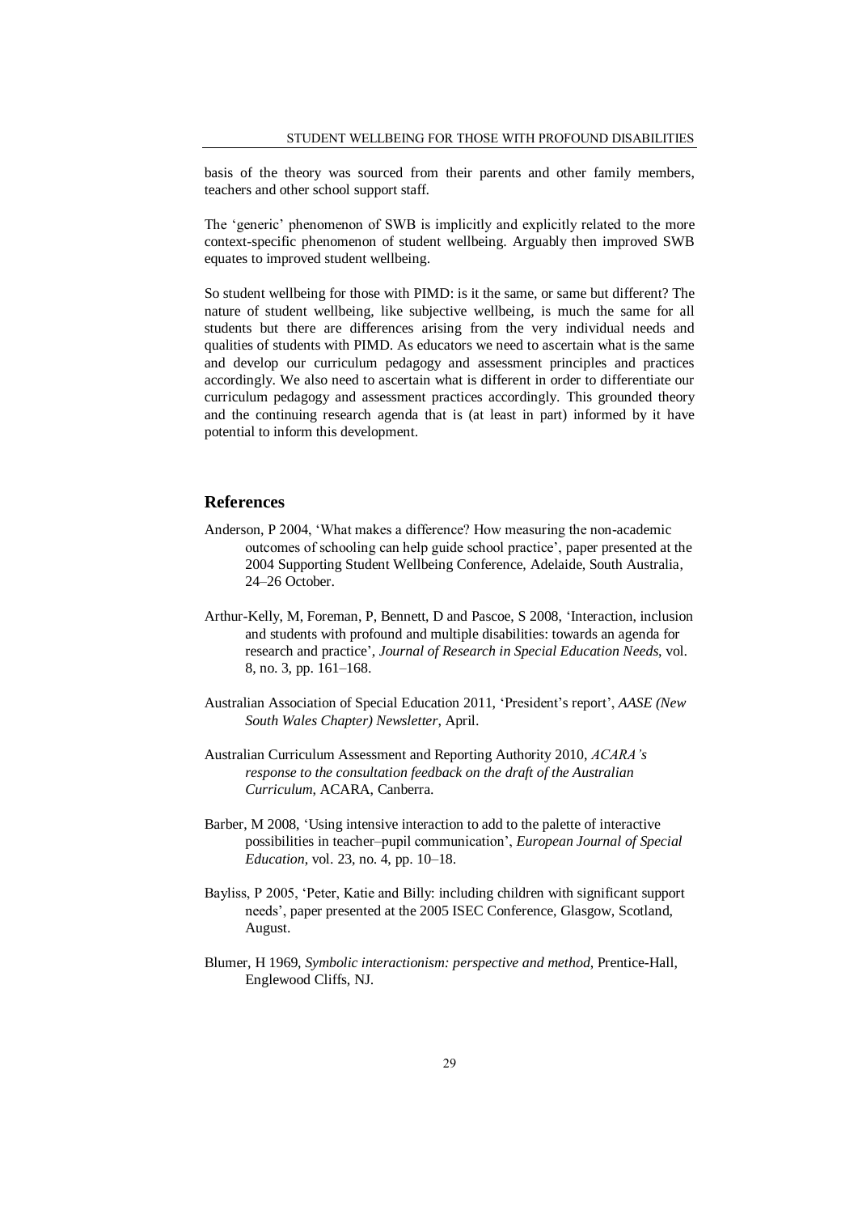basis of the theory was sourced from their parents and other family members, teachers and other school support staff.

The 'generic' phenomenon of SWB is implicitly and explicitly related to the more context-specific phenomenon of student wellbeing. Arguably then improved SWB equates to improved student wellbeing.

So student wellbeing for those with PIMD: is it the same, or same but different? The nature of student wellbeing, like subjective wellbeing, is much the same for all students but there are differences arising from the very individual needs and qualities of students with PIMD. As educators we need to ascertain what is the same and develop our curriculum pedagogy and assessment principles and practices accordingly. We also need to ascertain what is different in order to differentiate our curriculum pedagogy and assessment practices accordingly. This grounded theory and the continuing research agenda that is (at least in part) informed by it have potential to inform this development.

## References

Anderson, P 2004, 'What makes a difference? How measuring the non-academic outcomes of schooling can help guide school practice', paper presented at the 2004 Supporting Student Wellbeing Conference, Adelaide, South Australia, 24–26 October.

Arthur-Kelly, M, Foreman, P, Bennett, D and Pascoe, S 2008, 'Interaction, inclusion and students with profound and multiple disabilities: towards an agenda for research and practice', *Journal of Research in Special Education Needs*, vol. 8, no. 3, pp. 161–168.

Australian Association of Special Education 2011, 'President's report', *AASE (New South Wales Chapter) Newsletter*, April.

Australian Curriculum Assessment and Reporting Authority 2010, *ACARA's response to the consultation feedback on the draft of the Australian Curriculum*, ACARA, Canberra.

Barber, M 2008, 'Using intensive interaction to add to the palette of interactive possibilities in teacher–pupil communication', *European Journal of Special Education*, vol. 23, no. 4, pp. 10–18.

Bayliss, P 2005, 'Peter, Katie and Billy: including children with significant support needs', paper presented at the 2005 ISEC Conference, Glasgow, Scotland, August.

Blumer, H 1969, *Symbolic interactionism: perspective and method*, Prentice-Hall, Englewood Cliffs, NJ.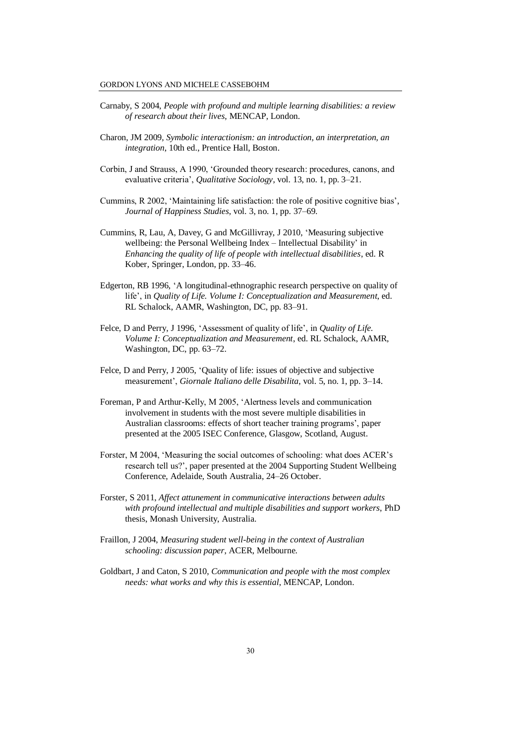Carnaby, S 2004, *People with profound and multiple learning disabilities: a review of research about their lives*, MENCAP, London.

Charon, JM 2009, *Symbolic interactionism: an introduction, an interpretation, an integration*, 10th ed., Prentice Hall, Boston.

Corbin, J and Strauss, A 1990, 'Grounded theory research: procedures, canons, and evaluative criteria', *Qualitative Sociology*, vol. 13, no. 1, pp. 3–21.

Cummins, R 2002, 'Maintaining life satisfaction: the role of positive cognitive bias', *Journal of Happiness Studies*, vol. 3, no. 1, pp. 37–69.

Cummins, R, Lau, A, Davey, G and McGillivray, J 2010, 'Measuring subjective wellbeing: the Personal Wellbeing Index – Intellectual Disability' in *Enhancing the quality of life of people with intellectual disabilities*, ed. R Kober, Springer, London, pp. 33–46.

Edgerton, RB 1996, 'A longitudinal-ethnographic research perspective on quality of life', in *Quality of Life. Volume I: Conceptualization and Measurement*, ed. RL Schalock, AAMR, Washington, DC, pp. 83–91.

Felce, D and Perry, J 1996, 'Assessment of quality of life', in *Quality of Life. Volume I: Conceptualization and Measurement*, ed. RL Schalock, AAMR, Washington, DC, pp. 63–72.

Felce, D and Perry, J 2005, 'Quality of life: issues of objective and subjective measurement', *Giornale Italiano delle Disabilita*, vol. 5, no. 1, pp. 3–14.

Foreman, P and Arthur-Kelly, M 2005, 'Alertness levels and communication involvement in students with the most severe multiple disabilities in Australian classrooms: effects of short teacher training programs', paper presented at the 2005 ISEC Conference, Glasgow, Scotland, August.

Forster, M 2004, 'Measuring the social outcomes of schooling: what does ACER's research tell us?', paper presented at the 2004 Supporting Student Wellbeing Conference, Adelaide, South Australia, 24–26 October.

Forster, S 2011, *Affect attunement in communicative interactions between adults with profound intellectual and multiple disabilities and support workers*, PhD thesis, Monash University, Australia.

Fraillon, J 2004, *Measuring student well-being in the context of Australian schooling: discussion paper*, ACER, Melbourne.

Goldbart, J and Caton, S 2010, *Communication and people with the most complex needs: what works and why this is essential*, MENCAP, London.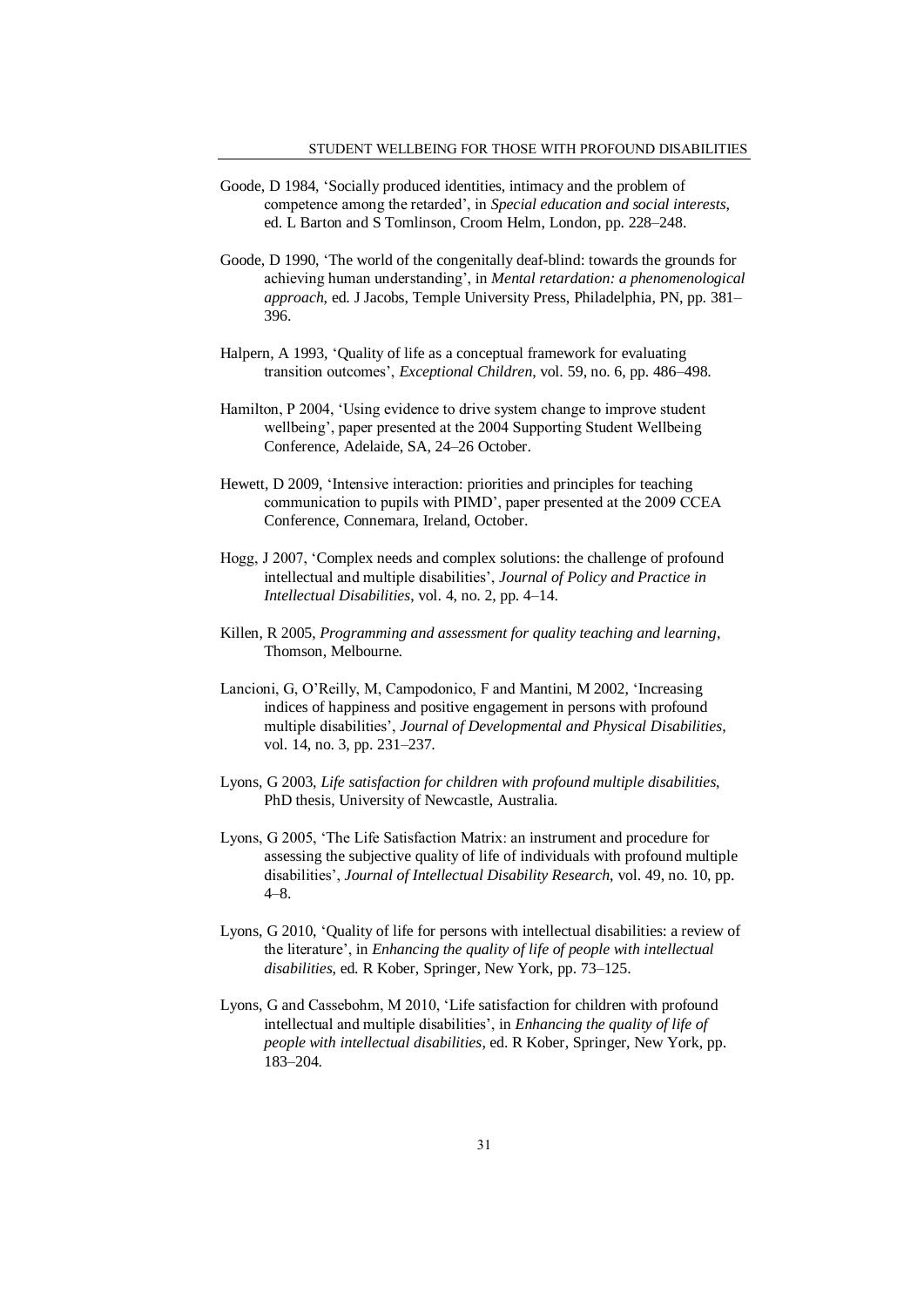Goode, D 1984, 'Socially produced identities, intimacy and the problem of competence among the retarded', in *Special education and social interests*, ed. L Barton and S Tomlinson, Croom Helm, London, pp. 228–248.

Goode, D 1990, 'The world of the congenitally deaf-blind: towards the grounds for achieving human understanding', in *Mental retardation: a phenomenological approach*, ed. J Jacobs, Temple University Press, Philadelphia, PN, pp. 381–396.

Halpern, A 1993, 'Quality of life as a conceptual framework for evaluating transition outcomes', *Exceptional Children*, vol. 59, no. 6, pp. 486–498.

Hamilton, P 2004, 'Using evidence to drive system change to improve student wellbeing', paper presented at the 2004 Supporting Student Wellbeing Conference, Adelaide, SA, 24–26 October.

Hewett, D 2009, 'Intensive interaction: priorities and principles for teaching communication to pupils with PIMD', paper presented at the 2009 CCEA Conference, Connemara, Ireland, October.

Hogg, J 2007, 'Complex needs and complex solutions: the challenge of profound intellectual and multiple disabilities', *Journal of Policy and Practice in Intellectual Disabilities*, vol. 4, no. 2, pp. 4–14.

Killen, R 2005, *Programming and assessment for quality teaching and learning*, Thomson, Melbourne.

Lancioni, G, O'Reilly, M, Campodonico, F and Mantini, M 2002, 'Increasing indices of happiness and positive engagement in persons with profound multiple disabilities', *Journal of Developmental and Physical Disabilities*, vol. 14, no. 3, pp. 231–237.

Lyons, G 2003, *Life satisfaction for children with profound multiple disabilities*, PhD thesis, University of Newcastle, Australia.

Lyons, G 2005, 'The Life Satisfaction Matrix: an instrument and procedure for assessing the subjective quality of life of individuals with profound multiple disabilities', *Journal of Intellectual Disability Research*, vol. 49, no. 10, pp. 4–8.

Lyons, G 2010, 'Quality of life for persons with intellectual disabilities: a review of the literature', in *Enhancing the quality of life of people with intellectual disabilities*, ed. R Kober, Springer, New York, pp. 73–125.

Lyons, G and Cassebohm, M 2010, 'Life satisfaction for children with profound intellectual and multiple disabilities', in *Enhancing the quality of life of people with intellectual disabilities*, ed. R Kober, Springer, New York, pp. 183–204.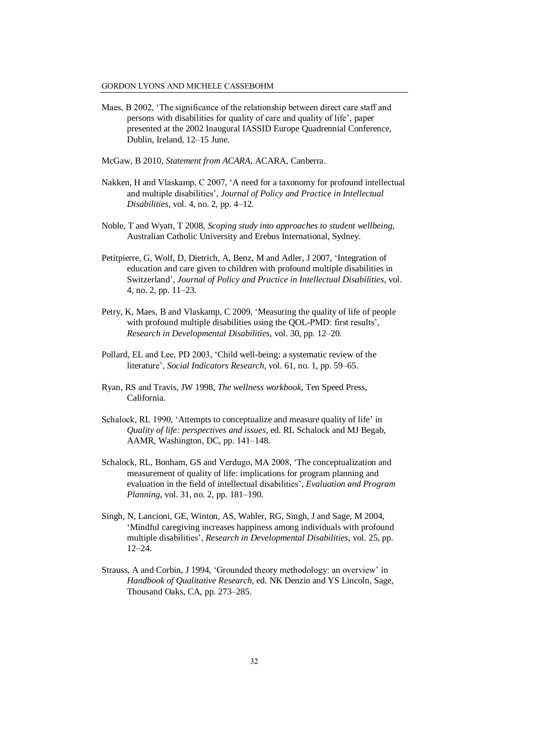Maes, B 2002, 'The significance of the relationship between direct care staff and persons with disabilities for quality of care and quality of life', paper presented at the 2002 Inaugural IASSID Europe Quadrennial Conference, Dublin, Ireland, 12–15 June.

McGaw, B 2010, *Statement from ACARA*, ACARA, Canberra.

Nakken, H and Vlaskamp, C 2007, 'A need for a taxonomy for profound intellectual and multiple disabilities', *Journal of Policy and Practice in Intellectual Disabilities*, vol. 4, no. 2, pp. 4–12.

Noble, T and Wyatt, T 2008, *Scoping study into approaches to student wellbeing*, Australian Catholic University and Erebus International, Sydney.

Petitpierre, G, Wolf, D, Dietrich, A, Benz, M and Adler, J 2007, 'Integration of education and care given to children with profound multiple disabilities in Switzerland', *Journal of Policy and Practice in Intellectual Disabilities*, vol. 4, no. 2, pp. 11–23.

Petry, K, Maes, B and Vlaskamp, C 2009, 'Measuring the quality of life of people with profound multiple disabilities using the QOL-PMD: first results', *Research in Developmental Disabilities*, vol. 30, pp. 12–20.

Pollard, EL and Lee, PD 2003, 'Child well-being: a systematic review of the literature', *Social Indicators Research*, vol. 61, no. 1, pp. 59–65.

Ryan, RS and Travis, JW 1998, *The wellness workbook*, Ten Speed Press, California.

Schalock, RL 1990, 'Attempts to conceptualize and measure quality of life' in *Quality of life: perspectives and issues*, ed. RL Schalock and MJ Begab, AAMR, Washington, DC, pp. 141–148.

Schalock, RL, Bonham, GS and Verdugo, MA 2008, 'The conceptualization and measurement of quality of life: implications for program planning and evaluation in the field of intellectual disabilities', *Evaluation and Program Planning*, vol. 31, no. 2, pp. 181–190.

Singh, N, Lancioni, GE, Winton, AS, Wahler, RG, Singh, J and Sage, M 2004, 'Mindful caregiving increases happiness among individuals with profound multiple disabilities', *Research in Developmental Disabilities*, vol. 25, pp. 12–24.

Strauss, A and Corbin, J 1994, 'Grounded theory methodology: an overview' in *Handbook of Qualitative Research*, ed. NK Denzin and YS Lincoln, Sage, Thousand Oaks, CA, pp. 273–285.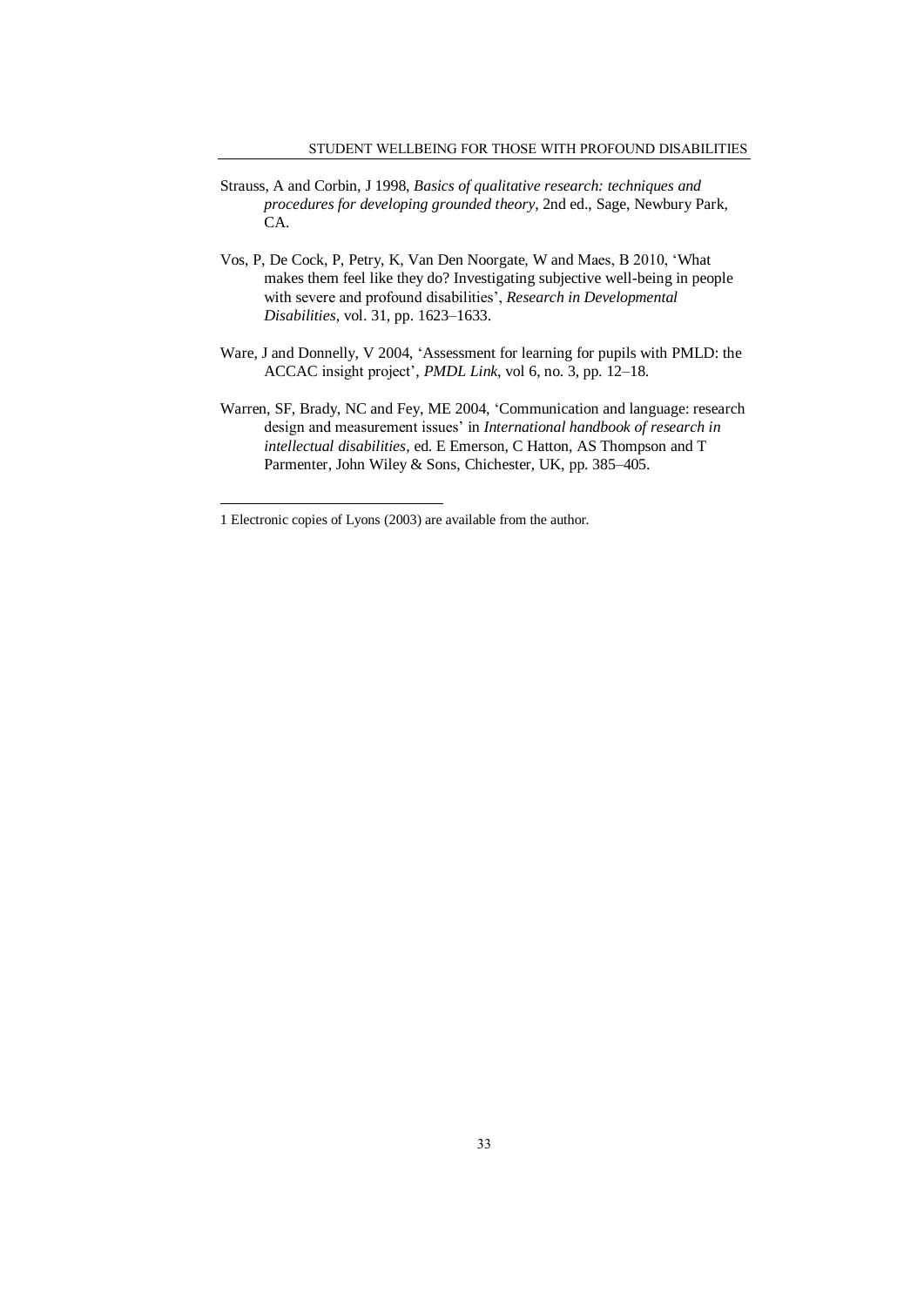Strauss, A and Corbin, J 1998, *Basics of qualitative research: techniques and procedures for developing grounded theory*, 2nd ed., Sage, Newbury Park, CA.

Vos, P, De Cock, P, Petry, K, Van Den Noorgate, W and Maes, B 2010, 'What makes them feel like they do? Investigating subjective well-being in people with severe and profound disabilities', *Research in Developmental Disabilities*, vol. 31, pp. 1623–1633.

Ware, J and Donnelly, V 2004, 'Assessment for learning for pupils with PMLD: the ACCAC insight project', *PMDL Link*, vol 6, no. 3, pp. 12–18.

Warren, SF, Brady, NC and Fey, ME 2004, 'Communication and language: research design and measurement issues' in *International handbook of research in intellectual disabilities*, ed. E Emerson, C Hatton, AS Thompson and T Parmenter, John Wiley & Sons, Chichester, UK, pp. 385–405.

---

1 Electronic copies of Lyons (2003) are available from the author.